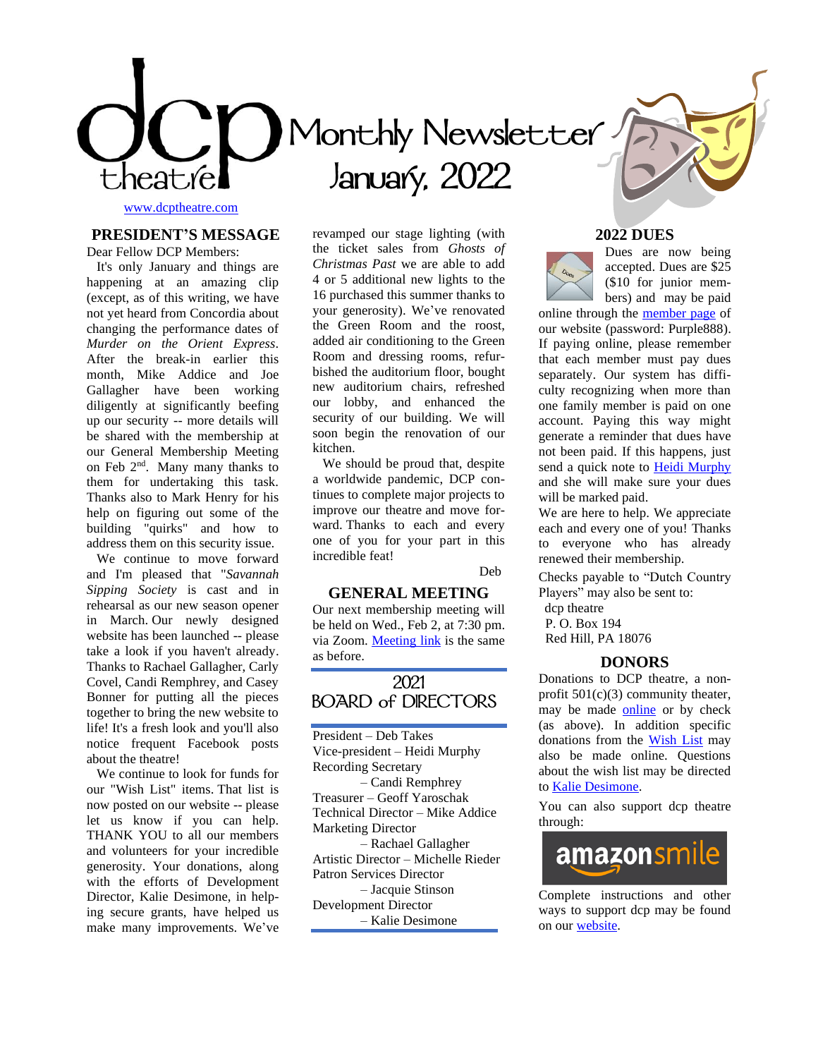# dcp theatre Monthly Newsletter January, 2022

www.dcptheatre.com

## PRESIDENT'S MESSAGE

Dear Fellow DCP Members:

It's only January and things are happening at an amazing clip (except, as of this writing, we have not yet heard from Concordia about changing the performance dates of *Murder on the Orient Express*. After the break-in earlier this month, Mike Addice and Joe Gallagher have been working diligently at significantly beefing up our security -- more details will be shared with the membership at our General Membership Meeting on Feb 2nd. Many many thanks to them for undertaking this task. Thanks also to Mark Henry for his help on figuring out some of the building "quirks" and how to address them on this security issue.

We continue to move forward and I'm pleased that "*Savannah Sipping Society* is cast and in rehearsal as our new season opener in March. Our newly designed website has been launched -- please take a look if you haven't already. Thanks to Rachael Gallagher, Carly Covel, Candi Remphrey, and Casey Bonner for putting all the pieces together to bring the new website to life! It's a fresh look and you'll also notice frequent Facebook posts about the theatre!

We continue to look for funds for our "Wish List" items. That list is now posted on our website -- please let us know if you can help. THANK YOU to all our members and volunteers for your incredible generosity. Your donations, along with the efforts of Development Director, Kalie Desimone, in helping secure grants, have helped us make many improvements. We've revamped our stage lighting (with the ticket sales from *Ghosts of Christmas Past* we are able to add 4 or 5 additional new lights to the 16 purchased this summer thanks to your generosity). We've renovated the Green Room and the roost, added air conditioning to the Green Room and dressing rooms, refurbished the auditorium floor, bought new auditorium chairs, refreshed our lobby, and enhanced the security of our building. We will soon begin the renovation of our kitchen.

We should be proud that, despite a worldwide pandemic, DCP continues to complete major projects to improve our theatre and move forward. Thanks to each and every one of you for your part in this incredible feat!

Deb

## GENERAL MEETING

Our next membership meeting will be held on Wed., Feb 2, at 7:30 pm. via Zoom. [Meeting link] is the same as before.

## 2021 BOARD of DIRECTORS

President – Deb Takes
Vice-president – Heidi Murphy
Recording Secretary – Candi Remphrey
Treasurer – Geoff Yaroschak
Technical Director – Mike Addice
Marketing Director – Rachael Gallagher
Artistic Director – Michelle Rieder
Patron Services Director – Jacquie Stinson
Development Director – Kalie Desimone

## 2022 DUES

Dues are now being accepted. Dues are $25 ($10 for junior members) and may be paid online through the [member page] of our website (password: Purple888). If paying online, please remember that each member must pay dues separately. Our system has difficulty recognizing when more than one family member is paid on one account. Paying this way might generate a reminder that dues have not been paid. If this happens, just send a quick note to [Heidi Murphy] and she will make sure your dues will be marked paid.

We are here to help. We appreciate each and every one of you! Thanks to everyone who has already renewed their membership.

Checks payable to "Dutch Country Players" may also be sent to:

dcp theatre
P. O. Box 194
Red Hill, PA 18076

## DONORS

Donations to DCP theatre, a non-profit 501(c)(3) community theater, may be made [online] or by check (as above). In addition specific donations from the [Wish List] may also be made online. Questions about the wish list may be directed to [Kalie Desimone].

You can also support dcp theatre through:

amazonsmile

Complete instructions and other ways to support dcp may be found on our [website].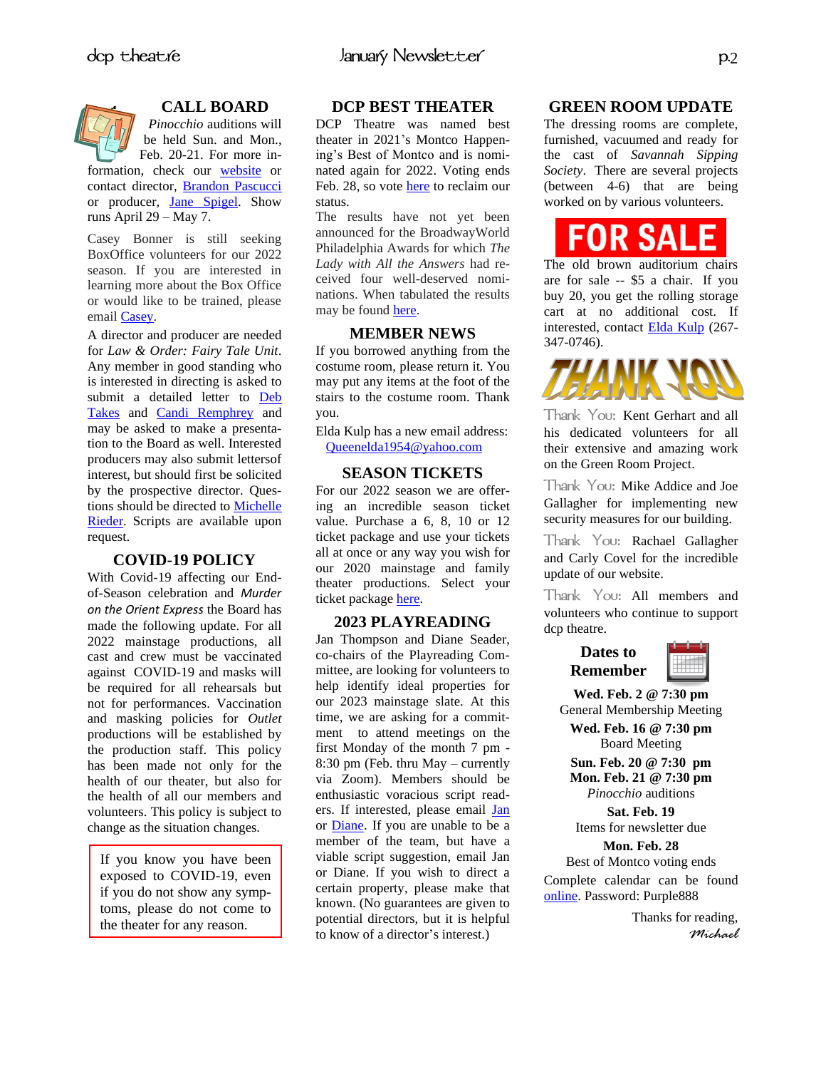## CALL BOARD

*Pinocchio* auditions will be held Sun. and Mon., Feb. 20-21. For more information, check our website or contact director, Brandon Pascucci or producer, Jane Spigel. Show runs April 29 – May 7.

Casey Bonner is still seeking BoxOffice volunteers for our 2022 season. If you are interested in learning more about the Box Office or would like to be trained, please email Casey.

A director and producer are needed for *Law & Order: Fairy Tale Unit*. Any member in good standing who is interested in directing is asked to submit a detailed letter to Deb Takes and Candi Remphrey and may be asked to make a presentation to the Board as well. Interested producers may also submit lettersof interest, but should first be solicited by the prospective director. Questions should be directed to Michelle Rieder. Scripts are available upon request.

## COVID-19 POLICY

With Covid-19 affecting our End-of-Season celebration and *Murder on the Orient Express* the Board has made the following update. For all 2022 mainstage productions, all cast and crew must be vaccinated against COVID-19 and masks will be required for all rehearsals but not for performances. Vaccination and masking policies for *Outlet* productions will be established by the production staff. This policy has been made not only for the health of our theater, but also for the health of all our members and volunteers. This policy is subject to change as the situation changes.

If you know you have been exposed to COVID-19, even if you do not show any symptoms, please do not come to the theater for any reason.

## DCP BEST THEATER

DCP Theatre was named best theater in 2021's Montco Happening's Best of Montco and is nominated again for 2022. Voting ends Feb. 28, so vote here to reclaim our status.

The results have not yet been announced for the BroadwayWorld Philadelphia Awards for which *The Lady with All the Answers* had received four well-deserved nominations. When tabulated the results may be found here.

## MEMBER NEWS

If you borrowed anything from the costume room, please return it. You may put any items at the foot of the stairs to the costume room. Thank you.

Elda Kulp has a new email address: Queenelda1954@yahoo.com

## SEASON TICKETS

For our 2022 season we are offering an incredible season ticket value. Purchase a 6, 8, 10 or 12 ticket package and use your tickets all at once or any way you wish for our 2020 mainstage and family theater productions. Select your ticket package here.

## 2023 PLAYREADING

Jan Thompson and Diane Seader, co-chairs of the Playreading Committee, are looking for volunteers to help identify ideal properties for our 2023 mainstage slate. At this time, we are asking for a commitment to attend meetings on the first Monday of the month 7 pm - 8:30 pm (Feb. thru May – currently via Zoom). Members should be enthusiastic voracious script readers. If interested, please email Jan or Diane. If you are unable to be a member of the team, but have a viable script suggestion, email Jan or Diane. If you wish to direct a certain property, please make that known. (No guarantees are given to potential directors, but it is helpful to know of a director's interest.)

## GREEN ROOM UPDATE

The dressing rooms are complete, furnished, vacuumed and ready for the cast of *Savannah Sipping Society*. There are several projects (between 4-6) that are being worked on by various volunteers.

**FOR SALE**

The old brown auditorium chairs are for sale -- $5 a chair. If you buy 20, you get the rolling storage cart at no additional cost. If interested, contact Elda Kulp (267-347-0746).

**THANK YOU**

Thank You: Kent Gerhart and all his dedicated volunteers for all their extensive and amazing work on the Green Room Project.

Thank You: Mike Addice and Joe Gallagher for implementing new security measures for our building.

Thank You: Rachael Gallagher and Carly Covel for the incredible update of our website.

Thank You: All members and volunteers who continue to support dcp theatre.

## Dates to Remember

**Wed. Feb. 2 @ 7:30 pm**
General Membership Meeting

**Wed. Feb. 16 @ 7:30 pm**
Board Meeting

**Sun. Feb. 20 @ 7:30 pm**
**Mon. Feb. 21 @ 7:30 pm**
*Pinocchio* auditions

**Sat. Feb. 19**
Items for newsletter due

**Mon. Feb. 28**
Best of Montco voting ends

Complete calendar can be found online. Password: Purple888

Thanks for reading,
*Michael*